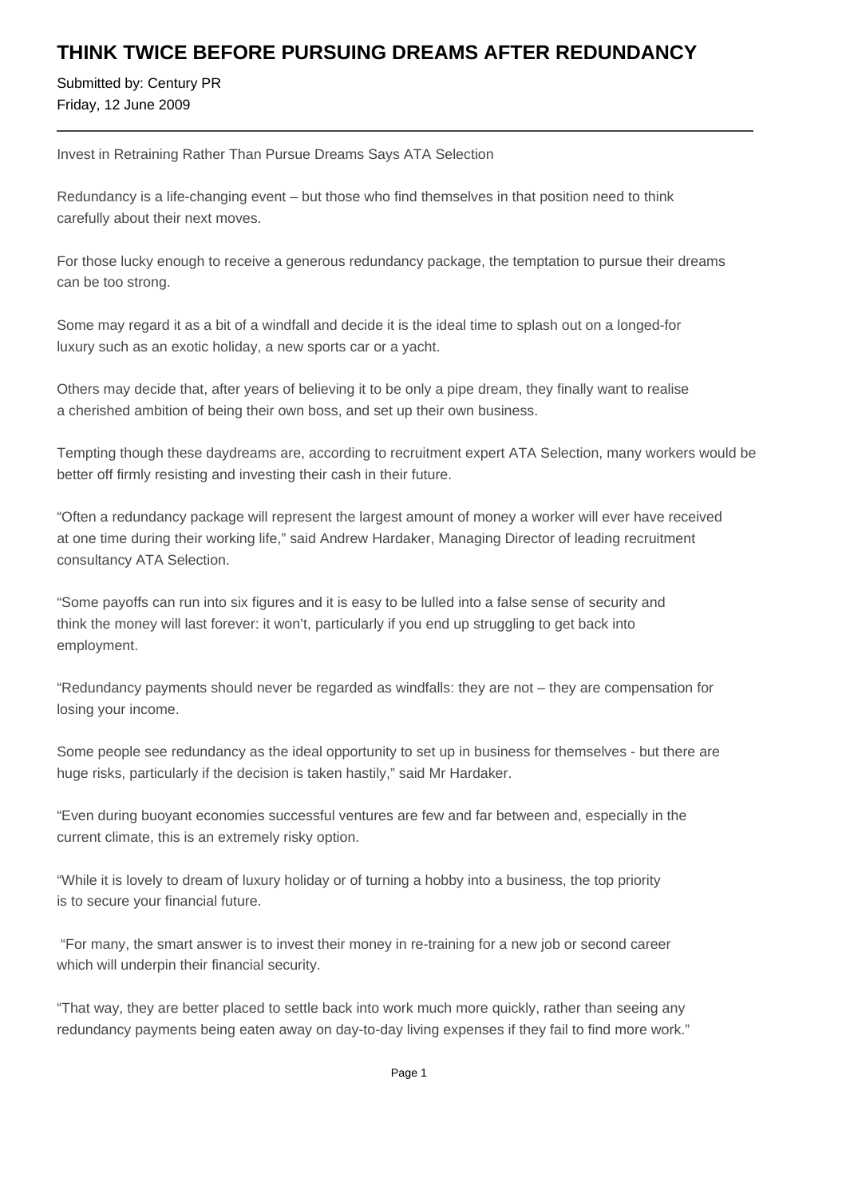# THINK TWICE BEFORE PURSUING DREAMS AFTER REDUNDANCY

Submitted by: Century PR
Friday, 12 June 2009

---

Invest in Retraining Rather Than Pursue Dreams Says ATA Selection

Redundancy is a life-changing event – but those who find themselves in that position need to think carefully about their next moves.

For those lucky enough to receive a generous redundancy package, the temptation to pursue their dreams can be too strong.

Some may regard it as a bit of a windfall and decide it is the ideal time to splash out on a longed-for luxury such as an exotic holiday, a new sports car or a yacht.

Others may decide that, after years of believing it to be only a pipe dream, they finally want to realise a cherished ambition of being their own boss, and set up their own business.

Tempting though these daydreams are, according to recruitment expert ATA Selection, many workers would be better off firmly resisting and investing their cash in their future.

“Often a redundancy package will represent the largest amount of money a worker will ever have received at one time during their working life,” said Andrew Hardaker, Managing Director of leading recruitment consultancy ATA Selection.

“Some payoffs can run into six figures and it is easy to be lulled into a false sense of security and think the money will last forever: it won’t, particularly if you end up struggling to get back into employment.

“Redundancy payments should never be regarded as windfalls: they are not – they are compensation for losing your income.

Some people see redundancy as the ideal opportunity to set up in business for themselves - but there are huge risks, particularly if the decision is taken hastily,” said Mr Hardaker.

“Even during buoyant economies successful ventures are few and far between and, especially in the current climate, this is an extremely risky option.

“While it is lovely to dream of luxury holiday or of turning a hobby into a business, the top priority is to secure your financial future.

“For many, the smart answer is to invest their money in re-training for a new job or second career which will underpin their financial security.

“That way, they are better placed to settle back into work much more quickly, rather than seeing any redundancy payments being eaten away on day-to-day living expenses if they fail to find more work.”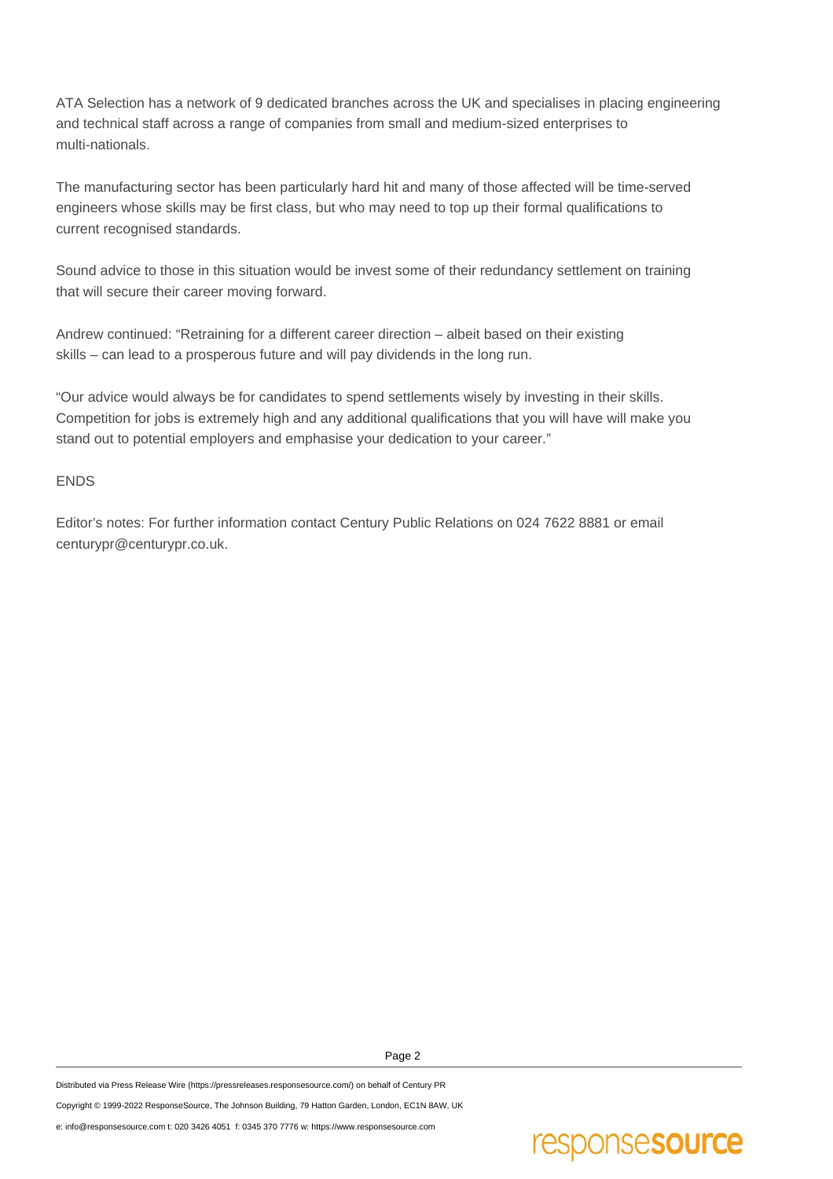ATA Selection has a network of 9 dedicated branches across the UK and specialises in placing engineering and technical staff across a range of companies from small and medium-sized enterprises to multi-nationals.

The manufacturing sector has been particularly hard hit and many of those affected will be time-served engineers whose skills may be first class, but who may need to top up their formal qualifications to current recognised standards.

Sound advice to those in this situation would be invest some of their redundancy settlement on training that will secure their career moving forward.

Andrew continued: “Retraining for a different career direction – albeit based on their existing skills – can lead to a prosperous future and will pay dividends in the long run.

“Our advice would always be for candidates to spend settlements wisely by investing in their skills. Competition for jobs is extremely high and any additional qualifications that you will have will make you stand out to potential employers and emphasise your dedication to your career.”

ENDS

Editor’s notes: For further information contact Century Public Relations on 024 7622 8881 or email centurypr@centurypr.co.uk.